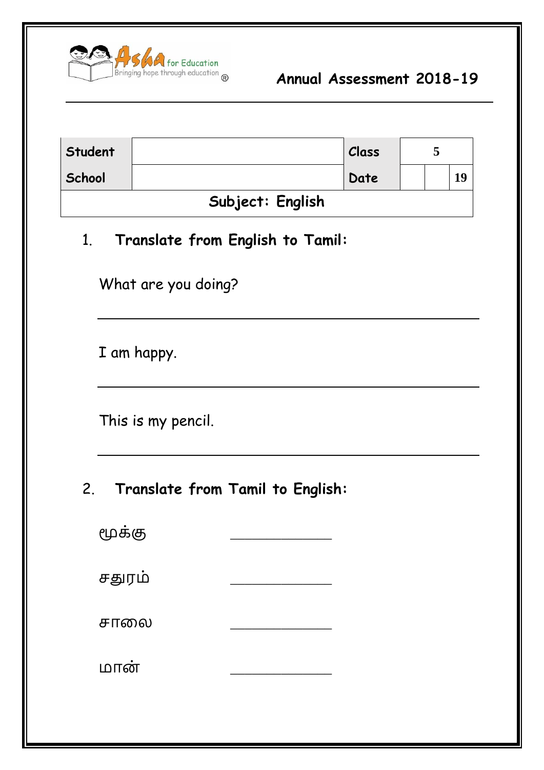Asha for Education
Bringing hope through education ®

## Annual Assessment 2018-19

| Student | | Class | 5 | |
|---|---|---|---|---|
| School | | Date | | 19 |
| **Subject: English** | | | | |

1. **Translate from English to Tamil:**

   What are you doing?

   ______________________________________________

   I am happy.

   ______________________________________________

   This is my pencil.

   ______________________________________________

2. **Translate from Tamil to English:**

   மூக்கு ______________

   சதுரம் ______________

   சாலை ______________

   மான் ______________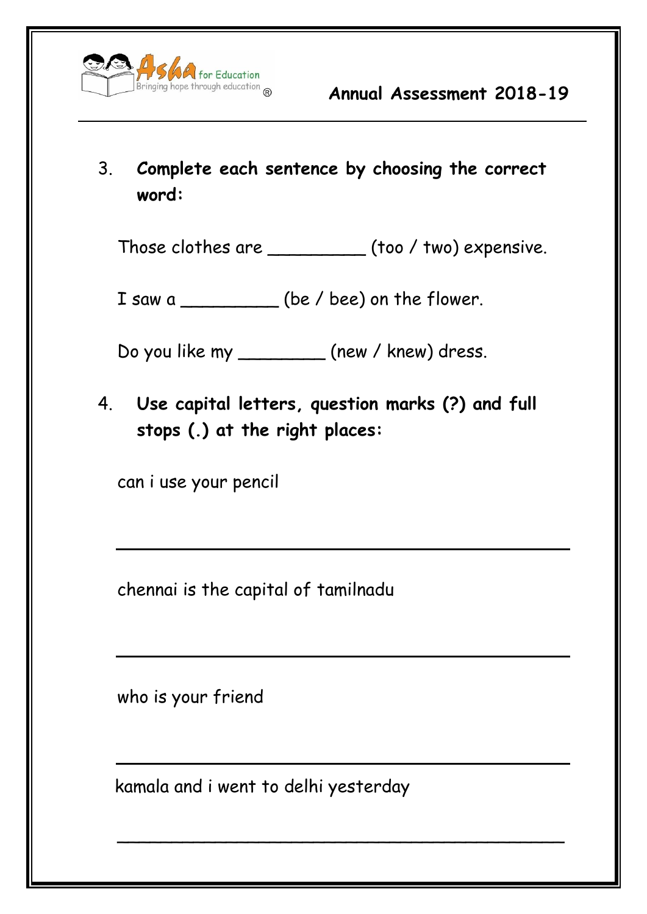3. **Complete each sentence by choosing the correct word:**

Those clothes are _________ (too / two) expensive.

I saw a _________ (be / bee) on the flower.

Do you like my ________ (new / knew) dress.

4. **Use capital letters, question marks (?) and full stops (.) at the right places:**

can i use your pencil

___________________________________________

chennai is the capital of tamilnadu

___________________________________________

who is your friend

___________________________________________

kamala and i went to delhi yesterday

___________________________________________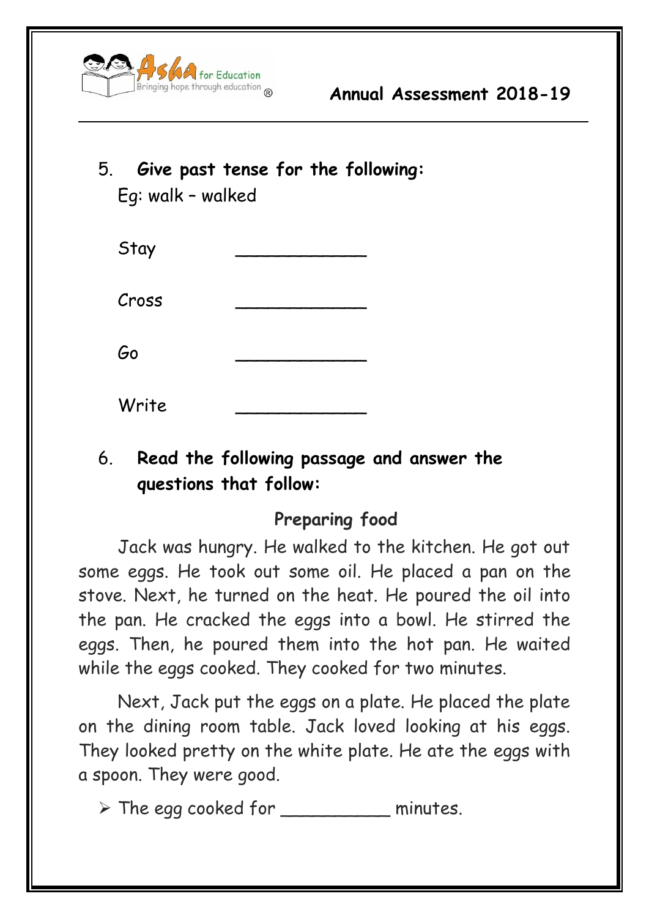5. **Give past tense for the following:**

   Eg: walk – walked

   Stay ____________

   Cross ____________

   Go ____________

   Write ____________

6. **Read the following passage and answer the questions that follow:**

### Preparing food

Jack was hungry. He walked to the kitchen. He got out some eggs. He took out some oil. He placed a pan on the stove. Next, he turned on the heat. He poured the oil into the pan. He cracked the eggs into a bowl. He stirred the eggs. Then, he poured them into the hot pan. He waited while the eggs cooked. They cooked for two minutes.

Next, Jack put the eggs on a plate. He placed the plate on the dining room table. Jack loved looking at his eggs. They looked pretty on the white plate. He ate the eggs with a spoon. They were good.

- The egg cooked for __________ minutes.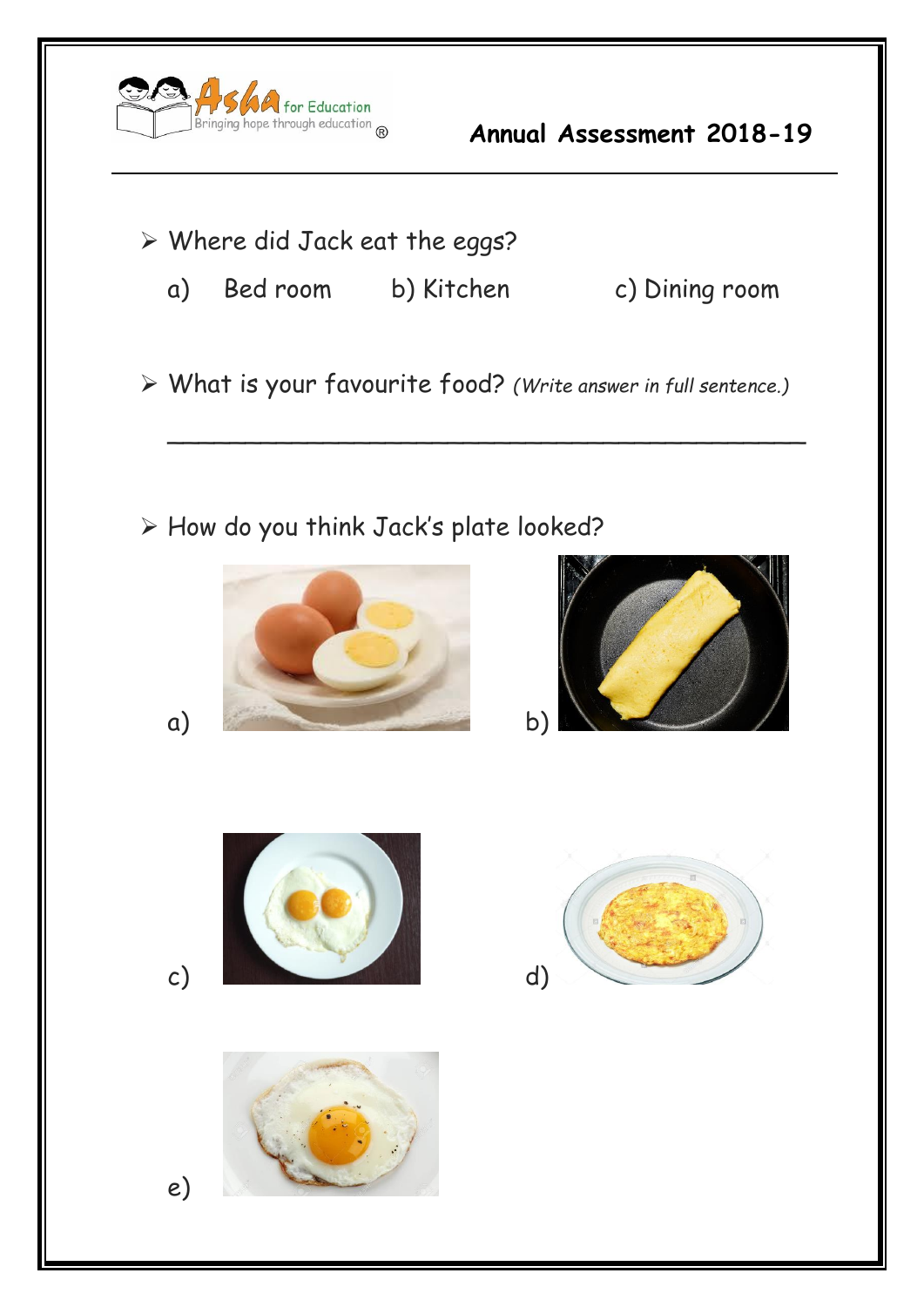Asha for Education
Bringing hope through education ®

**Annual Assessment 2018-19**

- Where did Jack eat the eggs?

  a) Bed room    b) Kitchen    c) Dining room

- What is your favourite food? *(Write answer in full sentence.)*

  ________________________________________

- How do you think Jack's plate looked?

  a)

  b)

  c)

  d)

  e)